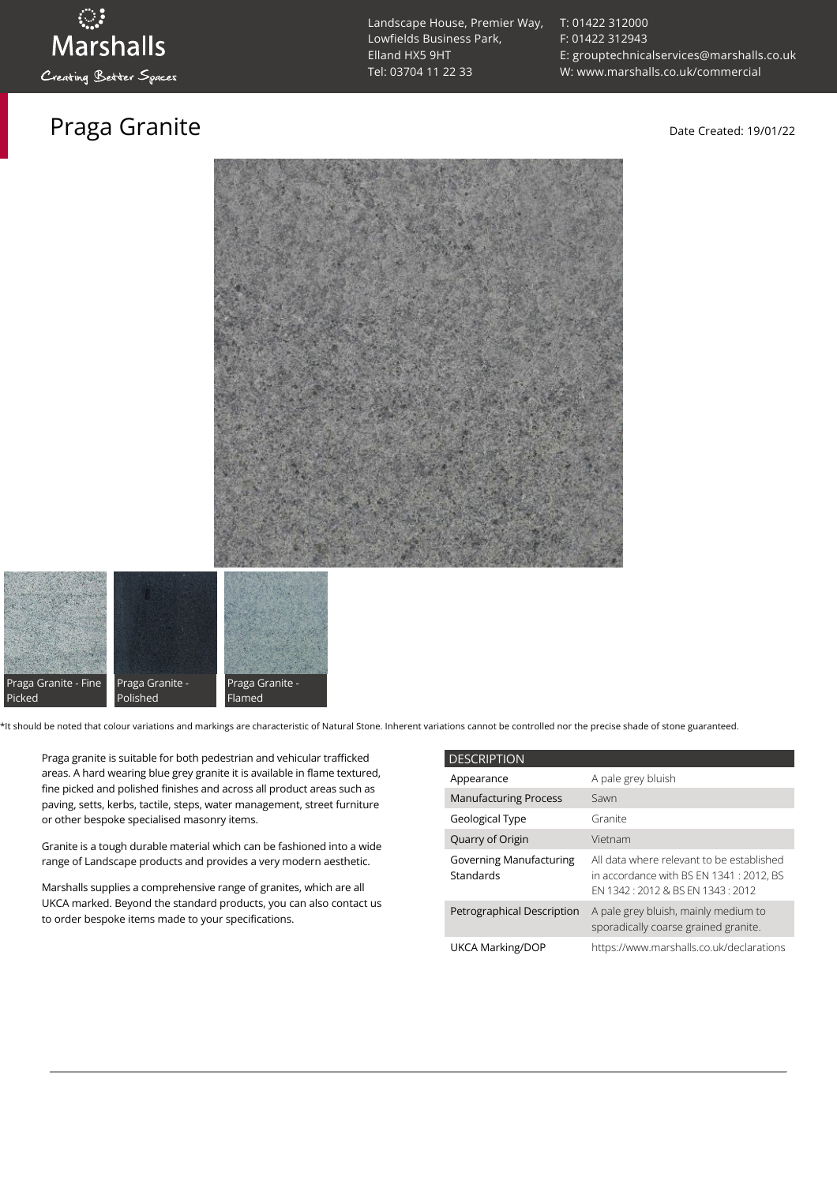Marshalls

Creating Better Spaces

Landscape House, Premier Way,
Lowfields Business Park,
Elland HX5 9HT
Tel: 03704 11 22 33

T: 01422 312000
F: 01422 312943
E: grouptechnicalservices@marshalls.co.uk
W: www.marshalls.co.uk/commercial

# Praga Granite

Date Created: 19/01/22

Praga Granite - Fine Picked

Praga Granite - Polished

Praga Granite - Flamed

*It should be noted that colour variations and markings are characteristic of Natural Stone. Inherent variations cannot be controlled nor the precise shade of stone guaranteed.

Praga granite is suitable for both pedestrian and vehicular trafficked areas. A hard wearing blue grey granite it is available in flame textured, fine picked and polished finishes and across all product areas such as paving, setts, kerbs, tactile, steps, water management, street furniture or other bespoke specialised masonry items.

Granite is a tough durable material which can be fashioned into a wide range of Landscape products and provides a very modern aesthetic.

Marshalls supplies a comprehensive range of granites, which are all UKCA marked. Beyond the standard products, you can also contact us to order bespoke items made to your specifications.

| DESCRIPTION | |
|---|---|
| Appearance | A pale grey bluish |
| Manufacturing Process | Sawn |
| Geological Type | Granite |
| Quarry of Origin | Vietnam |
| Governing Manufacturing Standards | All data where relevant to be established in accordance with BS EN 1341 : 2012, BS EN 1342 : 2012 & BS EN 1343 : 2012 |
| Petrographical Description | A pale grey bluish, mainly medium to sporadically coarse grained granite. |
| UKCA Marking/DOP | https://www.marshalls.co.uk/declarations |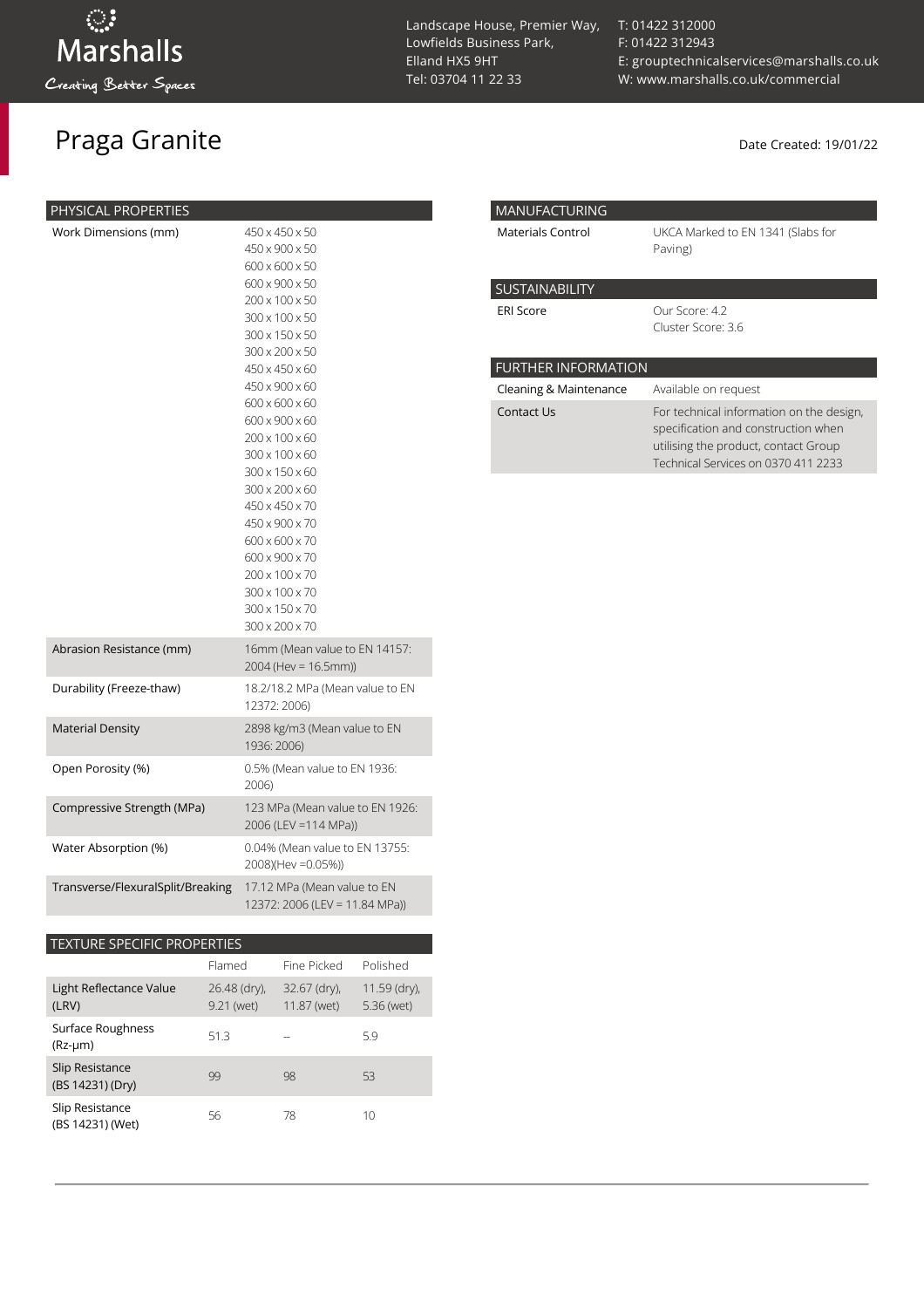Marshalls

Creating Better Spaces

Landscape House, Premier Way,
Lowfields Business Park,
Elland HX5 9HT
Tel: 03704 11 22 33

T: 01422 312000
F: 01422 312943
E: grouptechnicalservices@marshalls.co.uk
W: www.marshalls.co.uk/commercial

# Praga Granite

Date Created: 19/01/22

| PHYSICAL PROPERTIES | |
|---|---|
| Work Dimensions (mm) | 450 x 450 x 50<br>450 x 900 x 50<br>600 x 600 x 50<br>600 x 900 x 50<br>200 x 100 x 50<br>300 x 100 x 50<br>300 x 150 x 50<br>300 x 200 x 50<br>450 x 450 x 60<br>450 x 900 x 60<br>600 x 600 x 60<br>600 x 900 x 60<br>200 x 100 x 60<br>300 x 100 x 60<br>300 x 150 x 60<br>300 x 200 x 60<br>450 x 450 x 70<br>450 x 900 x 70<br>600 x 600 x 70<br>600 x 900 x 70<br>200 x 100 x 70<br>300 x 100 x 70<br>300 x 150 x 70<br>300 x 200 x 70 |
| Abrasion Resistance (mm) | 16mm (Mean value to EN 14157: 2004 (Hev = 16.5mm)) |
| Durability (Freeze-thaw) | 18.2/18.2 MPa (Mean value to EN 12372: 2006) |
| Material Density | 2898 kg/m3 (Mean value to EN 1936: 2006) |
| Open Porosity (%) | 0.5% (Mean value to EN 1936: 2006) |
| Compressive Strength (MPa) | 123 MPa (Mean value to EN 1926: 2006 (LEV =114 MPa)) |
| Water Absorption (%) | 0.04% (Mean value to EN 13755: 2008)(Hev =0.05%)) |
| Transverse/FlexuralSplit/Breaking | 17.12 MPa (Mean value to EN 12372: 2006 (LEV = 11.84 MPa)) |

| TEXTURE SPECIFIC PROPERTIES | | | |
|---|---|---|---|
| | Flamed | Fine Picked | Polished |
| Light Reflectance Value (LRV) | 26.48 (dry), 9.21 (wet) | 32.67 (dry), 11.87 (wet) | 11.59 (dry), 5.36 (wet) |
| Surface Roughness (Rz-μm) | 51.3 | -- | 5.9 |
| Slip Resistance (BS 14231) (Dry) | 99 | 98 | 53 |
| Slip Resistance (BS 14231) (Wet) | 56 | 78 | 10 |

| MANUFACTURING | |
|---|---|
| Materials Control | UKCA Marked to EN 1341 (Slabs for Paving) |

| SUSTAINABILITY | |
|---|---|
| ERI Score | Our Score: 4.2<br>Cluster Score: 3.6 |

| FURTHER INFORMATION | |
|---|---|
| Cleaning & Maintenance | Available on request |
| Contact Us | For technical information on the design, specification and construction when utilising the product, contact Group Technical Services on 0370 411 2233 |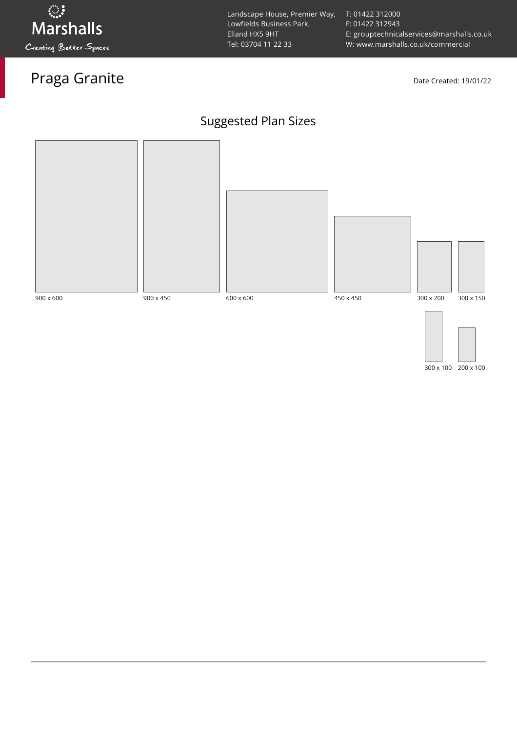# Praga Granite

Date Created: 19/01/22

## Suggested Plan Sizes

900 x 600

900 x 450

600 x 600

450 x 450

300 x 200

300 x 150

300 x 100

200 x 100